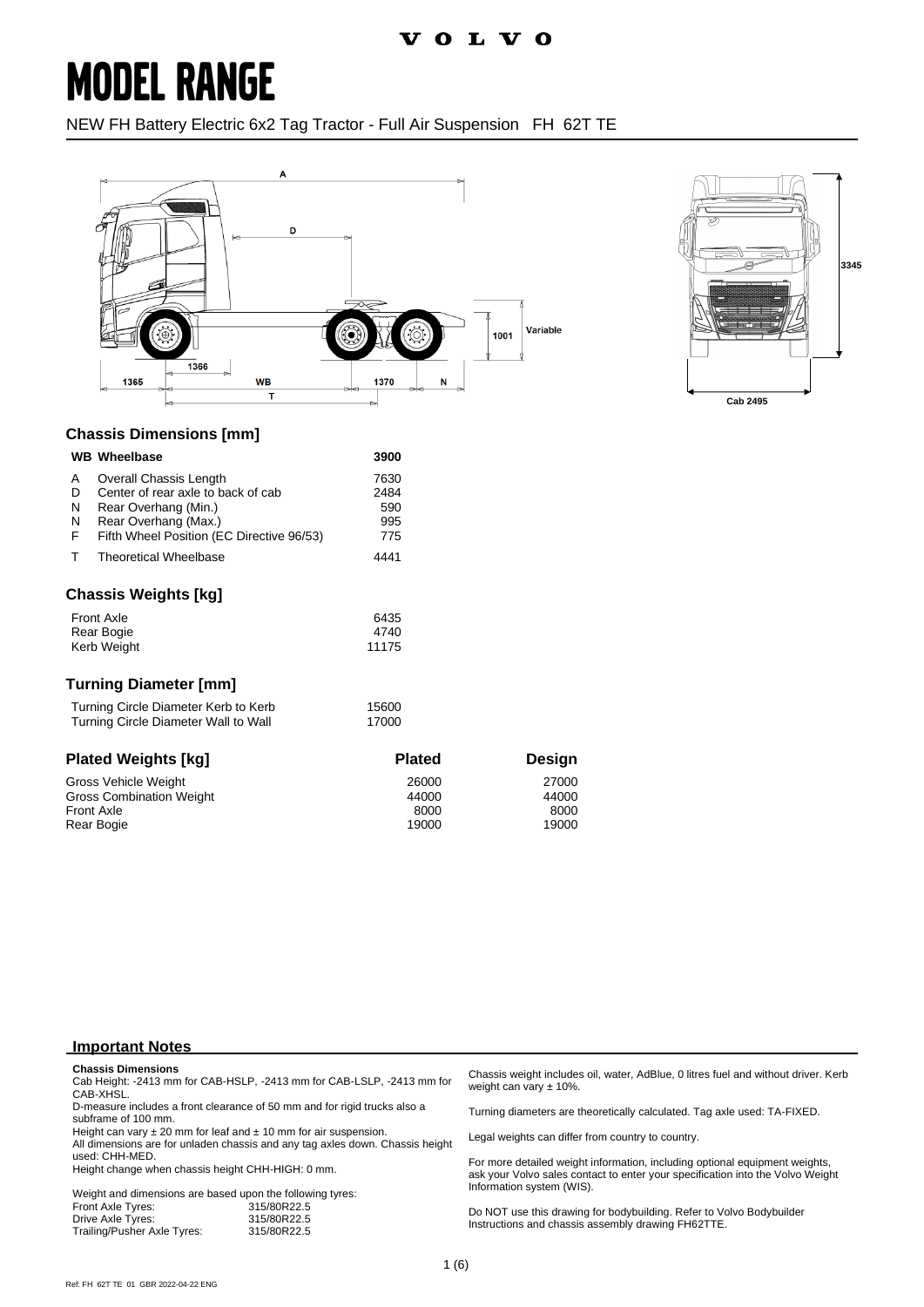VOLVO

# MODEL RANGE

NEW FH Battery Electric 6x2 Tag Tractor - Full Air Suspension FH 62T TE

## Chassis Dimensions [mm]

| | | |
|---|---|---|
| **WB** | **Wheelbase** | **3900** |
| A | Overall Chassis Length | 7630 |
| D | Center of rear axle to back of cab | 2484 |
| N | Rear Overhang (Min.) | 590 |
| N | Rear Overhang (Max.) | 995 |
| F | Fifth Wheel Position (EC Directive 96/53) | 775 |
| T | Theoretical Wheelbase | 4441 |

## Chassis Weights [kg]

| | |
|---|---|
| Front Axle | 6435 |
| Rear Bogie | 4740 |
| Kerb Weight | 11175 |

## Turning Diameter [mm]

| | |
|---|---|
| Turning Circle Diameter Kerb to Kerb | 15600 |
| Turning Circle Diameter Wall to Wall | 17000 |

| Plated Weights [kg] | Plated | Design |
|---|---|---|
| Gross Vehicle Weight | 26000 | 27000 |
| Gross Combination Weight | 44000 | 44000 |
| Front Axle | 8000 | 8000 |
| Rear Bogie | 19000 | 19000 |

## Important Notes

**Chassis Dimensions**
Cab Height: -2413 mm for CAB-HSLP, -2413 mm for CAB-LSLP, -2413 mm for CAB-XHSL.
D-measure includes a front clearance of 50 mm and for rigid trucks also a subframe of 100 mm.
Height can vary ± 20 mm for leaf and ± 10 mm for air suspension.
All dimensions are for unladen chassis and any tag axles down. Chassis height used: CHH-MED.
Height change when chassis height CHH-HIGH: 0 mm.

Weight and dimensions are based upon the following tyres:

| | |
|---|---|
| Front Axle Tyres: | 315/80R22.5 |
| Drive Axle Tyres: | 315/80R22.5 |
| Trailing/Pusher Axle Tyres: | 315/80R22.5 |

Chassis weight includes oil, water, AdBlue, 0 litres fuel and without driver. Kerb weight can vary ± 10%.

Turning diameters are theoretically calculated. Tag axle used: TA-FIXED.

Legal weights can differ from country to country.

For more detailed weight information, including optional equipment weights, ask your Volvo sales contact to enter your specification into the Volvo Weight Information system (WIS).

Do NOT use this drawing for bodybuilding. Refer to Volvo Bodybuilder Instructions and chassis assembly drawing FH62TTE.

Ref: FH 62T TE 01 GBR 2022-04-22 ENG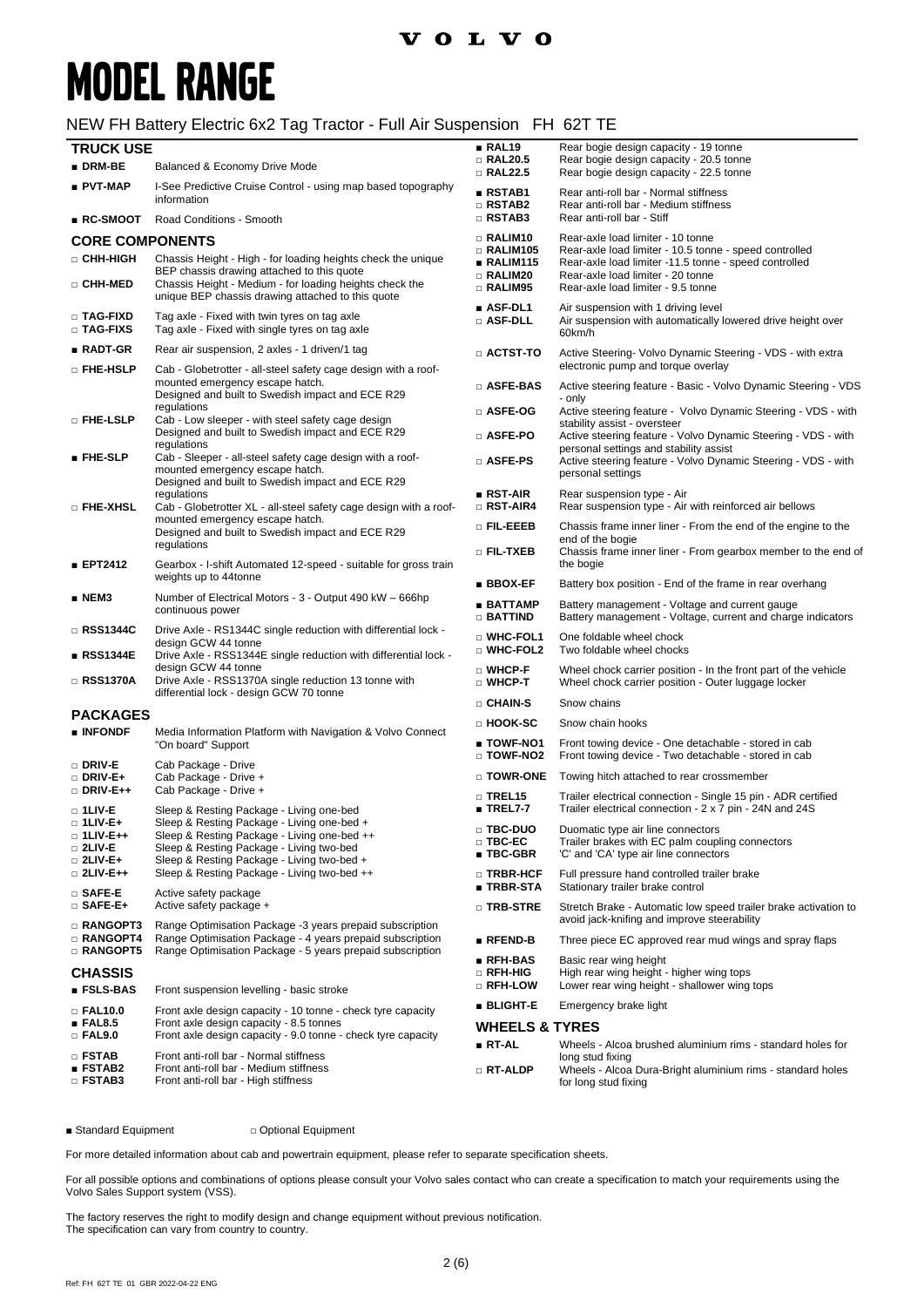# MODEL RANGE

## NEW FH Battery Electric 6x2 Tag Tractor - Full Air Suspension FH 62T TE

### TRUCK USE

| | |
|---|---|
| ■ **DRM-BE** | Balanced & Economy Drive Mode |
| ■ **PVT-MAP** | I-See Predictive Cruise Control - using map based topography information |
| ■ **RC-SMOOT** | Road Conditions - Smooth |

### CORE COMPONENTS

| | |
|---|---|
| □ **CHH-HIGH** | Chassis Height - High - for loading heights check the unique BEP chassis drawing attached to this quote |
| □ **CHH-MED** | Chassis Height - Medium - for loading heights check the unique BEP chassis drawing attached to this quote |
| □ **TAG-FIXD** | Tag axle - Fixed with twin tyres on tag axle |
| □ **TAG-FIXS** | Tag axle - Fixed with single tyres on tag axle |
| ■ **RADT-GR** | Rear air suspension, 2 axles - 1 driven/1 tag |
| □ **FHE-HSLP** | Cab - Globetrotter - all-steel safety cage design with a roof-mounted emergency escape hatch. Designed and built to Swedish impact and ECE R29 regulations |
| □ **FHE-LSLP** | Cab - Low sleeper - with steel safety cage design Designed and built to Swedish impact and ECE R29 regulations |
| ■ **FHE-SLP** | Cab - Sleeper - all-steel safety cage design with a roof-mounted emergency escape hatch. Designed and built to Swedish impact and ECE R29 regulations |
| □ **FHE-XHSL** | Cab - Globetrotter XL - all-steel safety cage design with a roof-mounted emergency escape hatch. Designed and built to Swedish impact and ECE R29 regulations |
| ■ **EPT2412** | Gearbox - I-shift Automated 12-speed - suitable for gross train weights up to 44tonne |
| ■ **NEM3** | Number of Electrical Motors - 3 - Output 490 kW – 666hp continuous power |
| □ **RSS1344C** | Drive Axle - RS1344C single reduction with differential lock - design GCW 44 tonne |
| ■ **RSS1344E** | Drive Axle - RSS1344E single reduction with differential lock - design GCW 44 tonne |
| □ **RSS1370A** | Drive Axle - RSS1370A single reduction 13 tonne with differential lock - design GCW 70 tonne |

### PACKAGES

| | |
|---|---|
| ■ **INFONDF** | Media Information Platform with Navigation & Volvo Connect "On board" Support |
| □ **DRIV-E** | Cab Package - Drive |
| □ **DRIV-E+** | Cab Package - Drive + |
| □ **DRIV-E++** | Cab Package - Drive + |
| □ **1LIV-E** | Sleep & Resting Package - Living one-bed |
| □ **1LIV-E+** | Sleep & Resting Package - Living one-bed + |
| □ **1LIV-E++** | Sleep & Resting Package - Living one-bed ++ |
| □ **2LIV-E** | Sleep & Resting Package - Living two-bed |
| □ **2LIV-E+** | Sleep & Resting Package - Living two-bed + |
| □ **2LIV-E++** | Sleep & Resting Package - Living two-bed ++ |
| □ **SAFE-E** | Active safety package |
| □ **SAFE-E+** | Active safety package + |
| □ **RANGOPT3** | Range Optimisation Package -3 years prepaid subscription |
| □ **RANGOPT4** | Range Optimisation Package - 4 years prepaid subscription |
| □ **RANGOPT5** | Range Optimisation Package - 5 years prepaid subscription |

### CHASSIS

| | |
|---|---|
| ■ **FSLS-BAS** | Front suspension levelling - basic stroke |
| □ **FAL10.0** | Front axle design capacity - 10 tonne - check tyre capacity |
| ■ **FAL8.5** | Front axle design capacity - 8.5 tonnes |
| □ **FAL9.0** | Front axle design capacity - 9.0 tonne - check tyre capacity |
| □ **FSTAB** | Front anti-roll bar - Normal stiffness |
| ■ **FSTAB2** | Front anti-roll bar - Medium stiffness |
| □ **FSTAB3** | Front anti-roll bar - High stiffness |
| ■ **RAL19** | Rear bogie design capacity - 19 tonne |
| □ **RAL20.5** | Rear bogie design capacity - 20.5 tonne |
| □ **RAL22.5** | Rear bogie design capacity - 22.5 tonne |
| ■ **RSTAB1** | Rear anti-roll bar - Normal stiffness |
| □ **RSTAB2** | Rear anti-roll bar - Medium stiffness |
| □ **RSTAB3** | Rear anti-roll bar - Stiff |
| □ **RALIM10** | Rear-axle load limiter - 10 tonne |
| □ **RALIM105** | Rear-axle load limiter - 10.5 tonne - speed controlled |
| ■ **RALIM115** | Rear-axle load limiter -11.5 tonne - speed controlled |
| □ **RALIM20** | Rear-axle load limiter - 20 tonne |
| □ **RALIM95** | Rear-axle load limiter - 9.5 tonne |
| ■ **ASF-DL1** | Air suspension with 1 driving level |
| □ **ASF-DLL** | Air suspension with automatically lowered drive height over 60km/h |
| □ **ACTST-TO** | Active Steering- Volvo Dynamic Steering - VDS - with extra electronic pump and torque overlay |
| □ **ASFE-BAS** | Active steering feature - Basic - Volvo Dynamic Steering - VDS - only |
| □ **ASFE-OG** | Active steering feature - Volvo Dynamic Steering - VDS - with stability assist - oversteer |
| □ **ASFE-PO** | Active steering feature - Volvo Dynamic Steering - VDS - with personal settings and stability assist |
| □ **ASFE-PS** | Active steering feature - Volvo Dynamic Steering - VDS - with personal settings |
| ■ **RST-AIR** | Rear suspension type - Air |
| □ **RST-AIR4** | Rear suspension type - Air with reinforced air bellows |
| □ **FIL-EEEB** | Chassis frame inner liner - From the end of the engine to the end of the bogie |
| □ **FIL-TXEB** | Chassis frame inner liner - From gearbox member to the end of the bogie |
| ■ **BBOX-EF** | Battery box position - End of the frame in rear overhang |
| ■ **BATTAMP** | Battery management - Voltage and current gauge |
| □ **BATTIND** | Battery management - Voltage, current and charge indicators |
| □ **WHC-FOL1** | One foldable wheel chock |
| □ **WHC-FOL2** | Two foldable wheel chocks |
| □ **WHCP-F** | Wheel chock carrier position - In the front part of the vehicle |
| □ **WHCP-T** | Wheel chock carrier position - Outer luggage locker |
| □ **CHAIN-S** | Snow chains |
| □ **HOOK-SC** | Snow chain hooks |
| ■ **TOWF-NO1** | Front towing device - One detachable - stored in cab |
| □ **TOWF-NO2** | Front towing device - Two detachable - stored in cab |
| □ **TOWR-ONE** | Towing hitch attached to rear crossmember |
| □ **TREL15** | Trailer electrical connection - Single 15 pin - ADR certified |
| ■ **TREL7-7** | Trailer electrical connection - 2 x 7 pin - 24N and 24S |
| □ **TBC-DUO** | Duomatic type air line connectors |
| □ **TBC-EC** | Trailer brakes with EC palm coupling connectors |
| ■ **TBC-GBR** | 'C' and 'CA' type air line connectors |
| □ **TRBR-HCF** | Full pressure hand controlled trailer brake |
| ■ **TRBR-STA** | Stationary trailer brake control |
| □ **TRB-STRE** | Stretch Brake - Automatic low speed trailer brake activation to avoid jack-knifing and improve steerability |
| ■ **RFEND-B** | Three piece EC approved rear mud wings and spray flaps |
| ■ **RFH-BAS** | Basic rear wing height |
| □ **RFH-HIG** | High rear wing height - higher wing tops |
| □ **RFH-LOW** | Lower rear wing height - shallower wing tops |
| ■ **BLIGHT-E** | Emergency brake light |

### WHEELS & TYRES

| | |
|---|---|
| ■ **RT-AL** | Wheels - Alcoa brushed aluminium rims - standard holes for long stud fixing |
| □ **RT-ALDP** | Wheels - Alcoa Dura-Bright aluminium rims - standard holes for long stud fixing |

■ Standard Equipment □ Optional Equipment

For more detailed information about cab and powertrain equipment, please refer to separate specification sheets.

For all possible options and combinations of options please consult your Volvo sales contact who can create a specification to match your requirements using the Volvo Sales Support system (VSS).

The factory reserves the right to modify design and change equipment without previous notification.
The specification can vary from country to country.

Ref: FH 62T TE 01 GBR 2022-04-22 ENG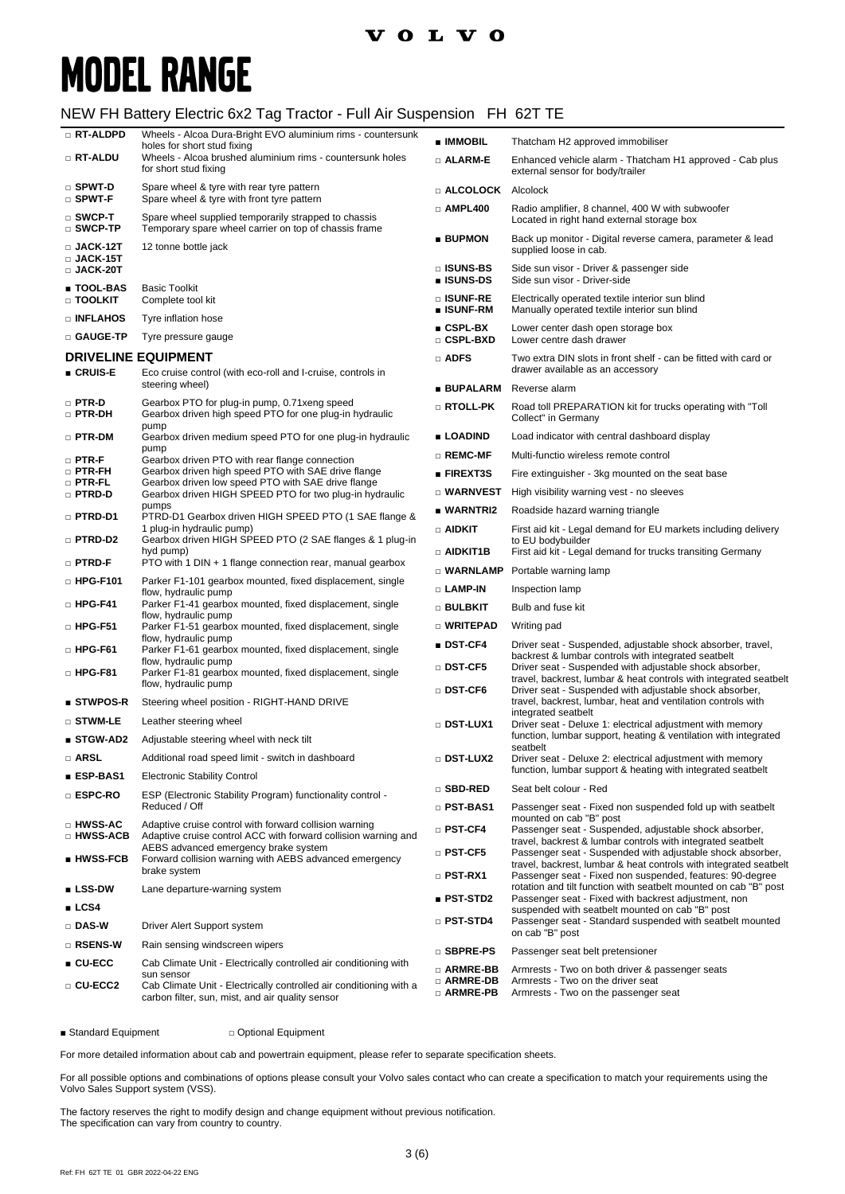# MODEL RANGE

## NEW FH Battery Electric 6x2 Tag Tractor - Full Air Suspension FH 62T TE

| Code | Description |
|---|---|
| □ **RT-ALDPD** | Wheels - Alcoa Dura-Bright EVO aluminium rims - countersunk holes for short stud fixing |
| □ **RT-ALDU** | Wheels - Alcoa brushed aluminium rims - countersunk holes for short stud fixing |
| □ **SPWT-D** | Spare wheel & tyre with rear tyre pattern |
| □ **SPWT-F** | Spare wheel & tyre with front tyre pattern |
| □ **SWCP-T** | Spare wheel supplied temporarily strapped to chassis |
| □ **SWCP-TP** | Temporary spare wheel carrier on top of chassis frame |
| □ **JACK-12T** | 12 tonne bottle jack |
| □ **JACK-15T** | |
| □ **JACK-20T** | |
| ■ **TOOL-BAS** | Basic Toolkit |
| □ **TOOLKIT** | Complete tool kit |
| □ **INFLAHOS** | Tyre inflation hose |
| □ **GAUGE-TP** | Tyre pressure gauge |

### DRIVELINE EQUIPMENT

| Code | Description |
|---|---|
| ■ **CRUIS-E** | Eco cruise control (with eco-roll and I-cruise, controls in steering wheel) |
| □ **PTR-D** | Gearbox PTO for plug-in pump, 0.71xeng speed |
| □ **PTR-DH** | Gearbox driven high speed PTO for one plug-in hydraulic pump |
| □ **PTR-DM** | Gearbox driven medium speed PTO for one plug-in hydraulic pump |
| □ **PTR-F** | Gearbox driven PTO with rear flange connection |
| □ **PTR-FH** | Gearbox driven high speed PTO with SAE drive flange |
| □ **PTR-FL** | Gearbox driven low speed PTO with SAE drive flange |
| □ **PTRD-D** | Gearbox driven HIGH SPEED PTO for two plug-in hydraulic pumps |
| □ **PTRD-D1** | PTRD-D1 Gearbox driven HIGH SPEED PTO (1 SAE flange & 1 plug-in hydraulic pump) |
| □ **PTRD-D2** | Gearbox driven HIGH SPEED PTO (2 SAE flanges & 1 plug-in hyd pump) |
| □ **PTRD-F** | PTO with 1 DIN + 1 flange connection rear, manual gearbox |
| □ **HPG-F101** | Parker F1-101 gearbox mounted, fixed displacement, single flow, hydraulic pump |
| □ **HPG-F41** | Parker F1-41 gearbox mounted, fixed displacement, single flow, hydraulic pump |
| □ **HPG-F51** | Parker F1-51 gearbox mounted, fixed displacement, single flow, hydraulic pump |
| □ **HPG-F61** | Parker F1-61 gearbox mounted, fixed displacement, single flow, hydraulic pump |
| □ **HPG-F81** | Parker F1-81 gearbox mounted, fixed displacement, single flow, hydraulic pump |
| ■ **STWPOS-R** | Steering wheel position - RIGHT-HAND DRIVE |
| □ **STWM-LE** | Leather steering wheel |
| ■ **STGW-AD2** | Adjustable steering wheel with neck tilt |
| □ **ARSL** | Additional road speed limit - switch in dashboard |
| ■ **ESP-BAS1** | Electronic Stability Control |
| □ **ESPC-RO** | ESP (Electronic Stability Program) functionality control - Reduced / Off |
| □ **HWSS-AC** | Adaptive cruise control with forward collision warning |
| □ **HWSS-ACB** | Adaptive cruise control ACC with forward collision warning and AEBS advanced emergency brake system |
| ■ **HWSS-FCB** | Forward collision warning with AEBS advanced emergency brake system |
| ■ **LSS-DW** | Lane departure-warning system |
| ■ **LCS4** | |
| □ **DAS-W** | Driver Alert Support system |
| □ **RSENS-W** | Rain sensing windscreen wipers |
| ■ **CU-ECC** | Cab Climate Unit - Electrically controlled air conditioning with sun sensor |
| □ **CU-ECC2** | Cab Climate Unit - Electrically controlled air conditioning with a carbon filter, sun, mist, and air quality sensor |
| ■ **IMMOBIL** | Thatcham H2 approved immobiliser |
| □ **ALARM-E** | Enhanced vehicle alarm - Thatcham H1 approved - Cab plus external sensor for body/trailer |
| □ **ALCOLOCK** | Alcolock |
| □ **AMPL400** | Radio amplifier, 8 channel, 400 W with subwoofer Located in right hand external storage box |
| ■ **BUPMON** | Back up monitor - Digital reverse camera, parameter & lead supplied loose in cab. |
| □ **ISUNS-BS** | Side sun visor - Driver & passenger side |
| ■ **ISUNS-DS** | Side sun visor - Driver-side |
| □ **ISUNF-RE** | Electrically operated textile interior sun blind |
| ■ **ISUNF-RM** | Manually operated textile interior sun blind |
| ■ **CSPL-BX** | Lower center dash open storage box |
| □ **CSPL-BXD** | Lower centre dash drawer |
| □ **ADFS** | Two extra DIN slots in front shelf - can be fitted with card or drawer available as an accessory |
| ■ **BUPALARM** | Reverse alarm |
| □ **RTOLL-PK** | Road toll PREPARATION kit for trucks operating with "Toll Collect" in Germany |
| ■ **LOADIND** | Load indicator with central dashboard display |
| □ **REMC-MF** | Multi-functio wireless remote control |
| ■ **FIREXT3S** | Fire extinguisher - 3kg mounted on the seat base |
| □ **WARNVEST** | High visibility warning vest - no sleeves |
| ■ **WARNTRI2** | Roadside hazard warning triangle |
| □ **AIDKIT** | First aid kit - Legal demand for EU markets including delivery to EU bodybuilder |
| □ **AIDKIT1B** | First aid kit - Legal demand for trucks transiting Germany |
| □ **WARNLAMP** | Portable warning lamp |
| □ **LAMP-IN** | Inspection lamp |
| □ **BULBKIT** | Bulb and fuse kit |
| □ **WRITEPAD** | Writing pad |
| ■ **DST-CF4** | Driver seat - Suspended, adjustable shock absorber, travel, backrest & lumbar controls with integrated seatbelt |
| □ **DST-CF5** | Driver seat - Suspended with adjustable shock absorber, travel, backrest, lumbar & heat controls with integrated seatbelt |
| □ **DST-CF6** | Driver seat - Suspended with adjustable shock absorber, travel, backrest, lumbar, heat and ventilation controls with integrated seatbelt |
| □ **DST-LUX1** | Driver seat - Deluxe 1: electrical adjustment with memory function, lumbar support, heating & ventilation with integrated seatbelt |
| □ **DST-LUX2** | Driver seat - Deluxe 2: electrical adjustment with memory function, lumbar support & heating with integrated seatbelt |
| □ **SBD-RED** | Seat belt colour - Red |
| □ **PST-BAS1** | Passenger seat - Fixed non suspended fold up with seatbelt mounted on cab "B" post |
| □ **PST-CF4** | Passenger seat - Suspended, adjustable shock absorber, travel, backrest & lumbar controls with integrated seatbelt |
| □ **PST-CF5** | Passenger seat - Suspended with adjustable shock absorber, travel, backrest, lumbar & heat controls with integrated seatbelt |
| □ **PST-RX1** | Passenger seat - Fixed non suspended, features: 90-degree rotation and tilt function with seatbelt mounted on cab "B" post |
| ■ **PST-STD2** | Passenger seat - Fixed with backrest adjustment, non suspended with seatbelt mounted on cab "B" post |
| □ **PST-STD4** | Passenger seat - Standard suspended with seatbelt mounted on cab "B" post |
| □ **SBPRE-PS** | Passenger seat belt pretensioner |
| □ **ARMRE-BB** | Armrests - Two on both driver & passenger seats |
| □ **ARMRE-DB** | Armrests - Two on the driver seat |
| □ **ARMRE-PB** | Armrests - Two on the passenger seat |

■ Standard Equipment □ Optional Equipment

For more detailed information about cab and powertrain equipment, please refer to separate specification sheets.

For all possible options and combinations of options please consult your Volvo sales contact who can create a specification to match your requirements using the Volvo Sales Support system (VSS).

The factory reserves the right to modify design and change equipment without previous notification.
The specification can vary from country to country.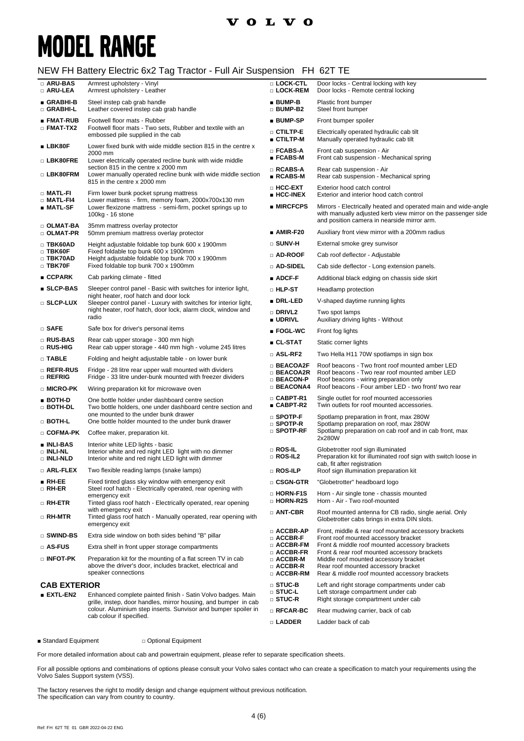# MODEL RANGE

## NEW FH Battery Electric 6x2 Tag Tractor - Full Air Suspension FH 62T TE

| Code | Description |
|---|---|
| □ **ARU-BAS** | Armrest upholstery - Vinyl |
| □ **ARU-LEA** | Armrest upholstery - Leather |
| ■ **GRABHI-B** | Steel instep cab grab handle |
| □ **GRABHI-L** | Leather covered instep cab grab handle |
| ■ **FMAT-RUB** | Footwell floor mats - Rubber |
| □ **FMAT-TX2** | Footwell floor mats - Two sets, Rubber and textile with an embossed pile supplied in the cab |
| ■ **LBK80F** | Lower fixed bunk with wide middle section 815 in the centre x 2000 mm |
| □ **LBK80FRE** | Lower electrically operated recline bunk with wide middle section 815 in the centre x 2000 mm |
| □ **LBK80FRM** | Lower manually operated recline bunk with wide middle section 815 in the centre x 2000 mm |
| □ **MATL-FI** | Firm lower bunk pocket sprung mattress |
| □ **MATL-FI4** | Lower mattress - firm, memory foam, 2000x700x130 mm |
| ■ **MATL-SF** | Lower flexizone mattress - semi-firm, pocket springs up to 100kg - 16 stone |
| □ **OLMAT-BA** | 35mm mattress overlay protector |
| □ **OLMAT-PR** | 50mm premium mattress overlay protector |
| □ **TBK60AD** | Height adjustable foldable top bunk 600 x 1900mm |
| □ **TBK60F** | Fixed foldable top bunk 600 x 1900mm |
| □ **TBK70AD** | Height adjustable foldable top bunk 700 x 1900mm |
| □ **TBK70F** | Fixed foldable top bunk 700 x 1900mm |
| ■ **CCPARK** | Cab parking climate - fitted |
| ■ **SLCP-BAS** | Sleeper control panel - Basic with switches for interior light, night heater, roof hatch and door lock |
| □ **SLCP-LUX** | Sleeper control panel - Luxury with switches for interior light, night heater, roof hatch, door lock, alarm clock, window and radio |
| □ **SAFE** | Safe box for driver's personal items |
| □ **RUS-BAS** | Rear cab upper storage - 300 mm high |
| □ **RUS-HIG** | Rear cab upper storage - 440 mm high - volume 245 litres |
| □ **TABLE** | Folding and height adjustable table - on lower bunk |
| □ **REFR-RUS** | Fridge - 28 litre rear upper wall mounted with dividers |
| □ **REFRIG** | Fridge - 33 litre under-bunk mounted with freezer dividers |
| □ **MICRO-PK** | Wiring preparation kit for microwave oven |
| ■ **BOTH-D** | One bottle holder under dashboard centre section |
| □ **BOTH-DL** | Two bottle holders, one under dashboard centre section and one mounted to the under bunk drawer |
| □ **BOTH-L** | One bottle holder mounted to the under bunk drawer |
| □ **COFMA-PK** | Coffee maker, preparation kit. |
| ■ **INLI-BAS** | Interior white LED lights - basic |
| □ **INLI-NL** | Interior white and red night LED light with no dimmer |
| □ **INLI-NLD** | Interior white and red night LED light with dimmer |
| □ **ARL-FLEX** | Two flexible reading lamps (snake lamps) |
| ■ **RH-EE** | Fixed tinted glass sky window with emergency exit |
| □ **RH-ER** | Steel roof hatch - Electrically operated, rear opening with emergency exit |
| □ **RH-ETR** | Tinted glass roof hatch - Electrically operated, rear opening with emergency exit |
| □ **RH-MTR** | Tinted glass roof hatch - Manually operated, rear opening with emergency exit |
| □ **SWIND-BS** | Extra side window on both sides behind "B" pillar |
| □ **AS-FUS** | Extra shelf in front upper storage compartments |
| □ **INFOT-PK** | Preparation kit for the mounting of a flat screen TV in cab above the driver's door, includes bracket, electrical and speaker connections |

### CAB EXTERIOR

| Code | Description |
|---|---|
| ■ **EXTL-EN2** | Enhanced complete painted finish - Satin Volvo badges. Main grille, instep, door handles, mirror housing, and bumper in cab colour. Aluminium step inserts. Sunvisor and bumper spoiler in cab colour if specified. |
| □ **LOCK-CTL** | Door locks - Central locking with key |
| □ **LOCK-REM** | Door locks - Remote central locking |
| ■ **BUMP-B** | Plastic front bumper |
| □ **BUMP-B2** | Steel front bumper |
| ■ **BUMP-SP** | Front bumper spoiler |
| □ **CTILTP-E** | Electrically operated hydraulic cab tilt |
| ■ **CTILTP-M** | Manually operated hydraulic cab tilt |
| □ **FCABS-A** | Front cab suspension - Air |
| ■ **FCABS-M** | Front cab suspension - Mechanical spring |
| □ **RCABS-A** | Rear cab suspension - Air |
| ■ **RCABS-M** | Rear cab suspension - Mechanical spring |
| □ **HCC-EXT** | Exterior hood catch control |
| ■ **HCC-INEX** | Exterior and interior hood catch control |
| ■ **MIRCFCPS** | Mirrors - Electrically heated and operated main and wide-angle with manually adjusted kerb view mirror on the passenger side and position camera in nearside mirror arm. |
| ■ **AMIR-F20** | Auxiliary front view mirror with a 200mm radius |
| □ **SUNV-H** | External smoke grey sunvisor |
| □ **AD-ROOF** | Cab roof deflector - Adjustable |
| □ **AD-SIDEL** | Cab side deflector - Long extension panels. |
| ■ **ADCF-F** | Additional black edging on chassis side skirt |
| □ **HLP-ST** | Headlamp protection |
| ■ **DRL-LED** | V-shaped daytime running lights |
| □ **DRIVL2** | Two spot lamps |
| ■ **UDRIVL** | Auxiliary driving lights - Without |
| ■ **FOGL-WC** | Front fog lights |
| ■ **CL-STAT** | Static corner lights |
| □ **ASL-RF2** | Two Hella H11 70W spotlamps in sign box |
| □ **BEACOA2F** | Roof beacons - Two front roof mounted amber LED |
| □ **BEACOA2R** | Roof beacons - Two rear roof mounted amber LED |
| □ **BEACON-P** | Roof beacons - wiring preparation only |
| □ **BEACONA4** | Roof beacons - Four amber LED - two front/ two rear |
| □ **CABPT-R1** | Single outlet for roof mounted accessories |
| ■ **CABPT-R2** | Twin outlets for roof mounted accessories. |
| □ **SPOTP-F** | Spotlamp preparation in front, max 280W |
| □ **SPOTP-R** | Spotlamp preparation on roof, max 280W |
| □ **SPOTP-RF** | Spotlamp preparation on cab roof and in cab front, max 2x280W |
| □ **ROS-IL** | Globetrotter roof sign illuminated |
| □ **ROS-IL2** | Preparation kit for illuminated roof sign with switch loose in cab, fit after registration |
| □ **ROS-ILP** | Roof sign illumination preparation kit |
| □ **CSGN-GTR** | "Globetrotter" headboard logo |
| □ **HORN-F1S** | Horn - Air single tone - chassis mounted |
| □ **HORN-R2S** | Horn - Air - Two roof-mounted |
| □ **ANT-CBR** | Roof mounted antenna for CB radio, single aerial. Only Globetrotter cabs brings in extra DIN slots. |
| □ **ACCBR-AP** | Front, middle & rear roof mounted accessory brackets |
| □ **ACCBR-F** | Front roof mounted accessory bracket |
| □ **ACCBR-FM** | Front & middle roof mounted accessory brackets |
| □ **ACCBR-FR** | Front & rear roof mounted accessory brackets |
| □ **ACCBR-M** | Middle roof mounted accessory bracket |
| □ **ACCBR-R** | Rear roof mounted accessory bracket |
| □ **ACCBR-RM** | Rear & middle roof mounted accessory brackets |
| □ **STUC-B** | Left and right storage compartments under cab |
| □ **STUC-L** | Left storage compartment under cab |
| □ **STUC-R** | Right storage compartment under cab |
| □ **RFCAR-BC** | Rear mudwing carrier, back of cab |
| □ **LADDER** | Ladder back of cab |

■ Standard Equipment □ Optional Equipment

For more detailed information about cab and powertrain equipment, please refer to separate specification sheets.

For all possible options and combinations of options please consult your Volvo sales contact who can create a specification to match your requirements using the Volvo Sales Support system (VSS).

The factory reserves the right to modify design and change equipment without previous notification.
The specification can vary from country to country.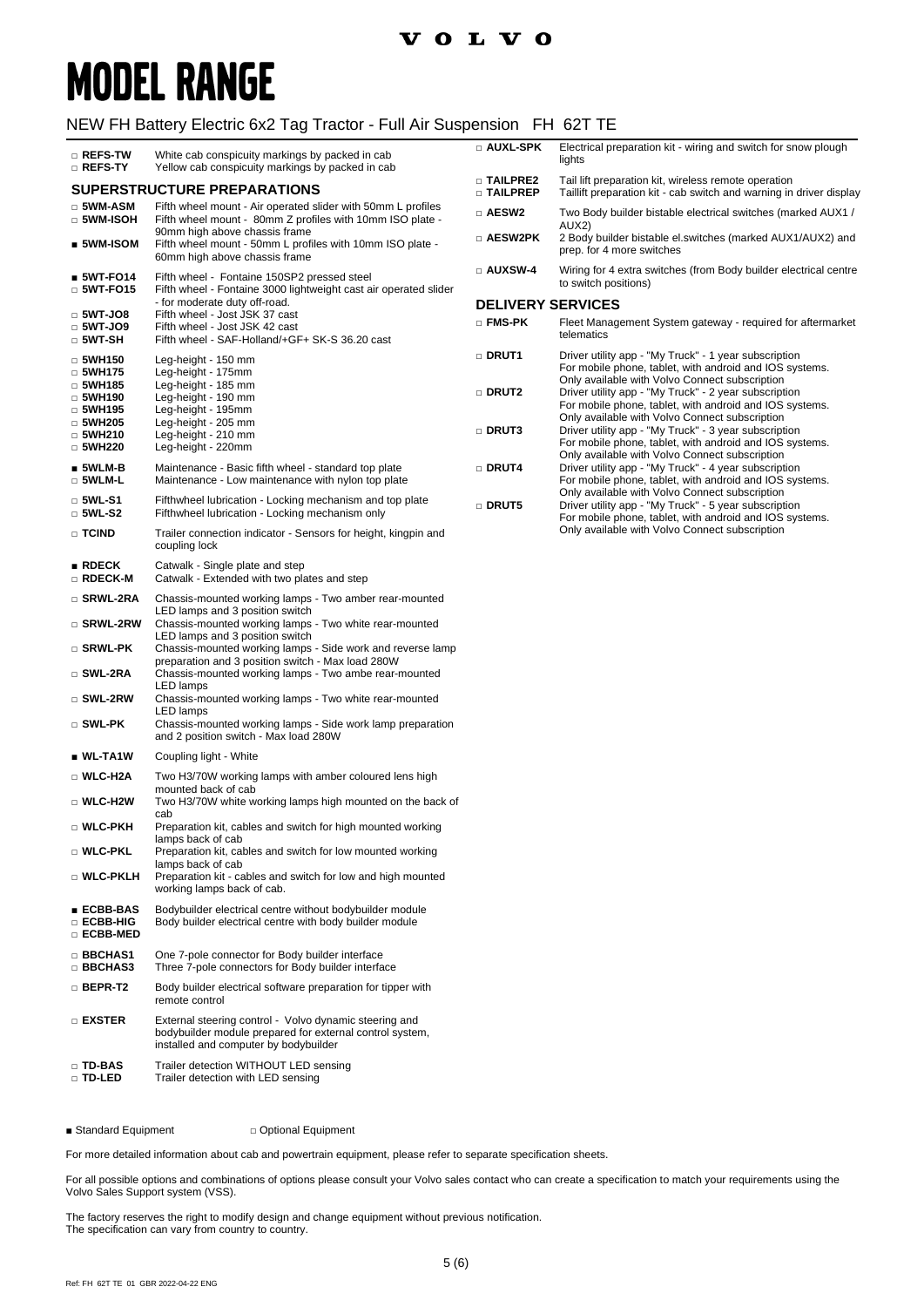# MODEL RANGE

## NEW FH Battery Electric 6x2 Tag Tractor - Full Air Suspension FH 62T TE

| | |
|---|---|
| □ **REFS-TW** | White cab conspicuity markings by packed in cab |
| □ **REFS-TY** | Yellow cab conspicuity markings by packed in cab |

### SUPERSTRUCTURE PREPARATIONS

| | |
|---|---|
| □ **5WM-ASM** | Fifth wheel mount - Air operated slider with 50mm L profiles |
| □ **5WM-ISOH** | Fifth wheel mount - 80mm Z profiles with 10mm ISO plate - 90mm high above chassis frame |
| ■ **5WM-ISOM** | Fifth wheel mount - 50mm L profiles with 10mm ISO plate - 60mm high above chassis frame |
| ■ **5WT-FO14** | Fifth wheel - Fontaine 150SP2 pressed steel |
| □ **5WT-FO15** | Fifth wheel - Fontaine 3000 lightweight cast air operated slider - for moderate duty off-road. |
| □ **5WT-JO8** | Fifth wheel - Jost JSK 37 cast |
| □ **5WT-JO9** | Fifth wheel - Jost JSK 42 cast |
| □ **5WT-SH** | Fifth wheel - SAF-Holland/+GF+ SK-S 36.20 cast |
| □ **5WH150** | Leg-height - 150 mm |
| □ **5WH175** | Leg-height - 175mm |
| □ **5WH185** | Leg-height - 185 mm |
| □ **5WH190** | Leg-height - 190 mm |
| □ **5WH195** | Leg-height - 195mm |
| □ **5WH205** | Leg-height - 205 mm |
| □ **5WH210** | Leg-height - 210 mm |
| □ **5WH220** | Leg-height - 220mm |
| ■ **5WLM-B** | Maintenance - Basic fifth wheel - standard top plate |
| □ **5WLM-L** | Maintenance - Low maintenance with nylon top plate |
| □ **5WL-S1** | Fifthwheel lubrication - Locking mechanism and top plate |
| □ **5WL-S2** | Fifthwheel lubrication - Locking mechanism only |
| □ **TCIND** | Trailer connection indicator - Sensors for height, kingpin and coupling lock |
| ■ **RDECK** | Catwalk - Single plate and step |
| □ **RDECK-M** | Catwalk - Extended with two plates and step |
| □ **SRWL-2RA** | Chassis-mounted working lamps - Two amber rear-mounted LED lamps and 3 position switch |
| □ **SRWL-2RW** | Chassis-mounted working lamps - Two white rear-mounted LED lamps and 3 position switch |
| □ **SRWL-PK** | Chassis-mounted working lamps - Side work and reverse lamp preparation and 3 position switch - Max load 280W |
| □ **SWL-2RA** | Chassis-mounted working lamps - Two ambe rear-mounted LED lamps |
| □ **SWL-2RW** | Chassis-mounted working lamps - Two white rear-mounted LED lamps |
| □ **SWL-PK** | Chassis-mounted working lamps - Side work lamp preparation and 2 position switch - Max load 280W |
| ■ **WL-TA1W** | Coupling light - White |
| □ **WLC-H2A** | Two H3/70W working lamps with amber coloured lens high mounted back of cab |
| □ **WLC-H2W** | Two H3/70W white working lamps high mounted on the back of cab |
| □ **WLC-PKH** | Preparation kit, cables and switch for high mounted working lamps back of cab |
| □ **WLC-PKL** | Preparation kit, cables and switch for low mounted working lamps back of cab |
| □ **WLC-PKLH** | Preparation kit - cables and switch for low and high mounted working lamps back of cab. |
| ■ **ECBB-BAS** | Bodybuilder electrical centre without bodybuilder module |
| □ **ECBB-HIG** | Body builder electrical centre with body builder module |
| □ **ECBB-MED** | |
| □ **BBCHAS1** | One 7-pole connector for Body builder interface |
| □ **BBCHAS3** | Three 7-pole connectors for Body builder interface |
| □ **BEPR-T2** | Body builder electrical software preparation for tipper with remote control |
| □ **EXSTER** | External steering control - Volvo dynamic steering and bodybuilder module prepared for external control system, installed and computer by bodybuilder |
| □ **TD-BAS** | Trailer detection WITHOUT LED sensing |
| □ **TD-LED** | Trailer detection with LED sensing |
| □ **AUXL-SPK** | Electrical preparation kit - wiring and switch for snow plough lights |
| □ **TAILPRE2** | Tail lift preparation kit, wireless remote operation |
| □ **TAILPREP** | Taillift preparation kit - cab switch and warning in driver display |
| □ **AESW2** | Two Body builder bistable electrical switches (marked AUX1 / AUX2) |
| □ **AESW2PK** | 2 Body builder bistable el.switches (marked AUX1/AUX2) and prep. for 4 more switches |
| □ **AUXSW-4** | Wiring for 4 extra switches (from Body builder electrical centre to switch positions) |

### DELIVERY SERVICES

| | |
|---|---|
| □ **FMS-PK** | Fleet Management System gateway - required for aftermarket telematics |
| □ **DRUT1** | Driver utility app - "My Truck" - 1 year subscription For mobile phone, tablet, with android and IOS systems. Only available with Volvo Connect subscription |
| □ **DRUT2** | Driver utility app - "My Truck" - 2 year subscription For mobile phone, tablet, with android and IOS systems. Only available with Volvo Connect subscription |
| □ **DRUT3** | Driver utility app - "My Truck" - 3 year subscription For mobile phone, tablet, with android and IOS systems. Only available with Volvo Connect subscription |
| □ **DRUT4** | Driver utility app - "My Truck" - 4 year subscription For mobile phone, tablet, with android and IOS systems. Only available with Volvo Connect subscription |
| □ **DRUT5** | Driver utility app - "My Truck" - 5 year subscription For mobile phone, tablet, with android and IOS systems. Only available with Volvo Connect subscription |

■ Standard Equipment □ Optional Equipment

For more detailed information about cab and powertrain equipment, please refer to separate specification sheets.

For all possible options and combinations of options please consult your Volvo sales contact who can create a specification to match your requirements using the Volvo Sales Support system (VSS).

The factory reserves the right to modify design and change equipment without previous notification.
The specification can vary from country to country.

Ref: FH 62T TE 01 GBR 2022-04-22 ENG